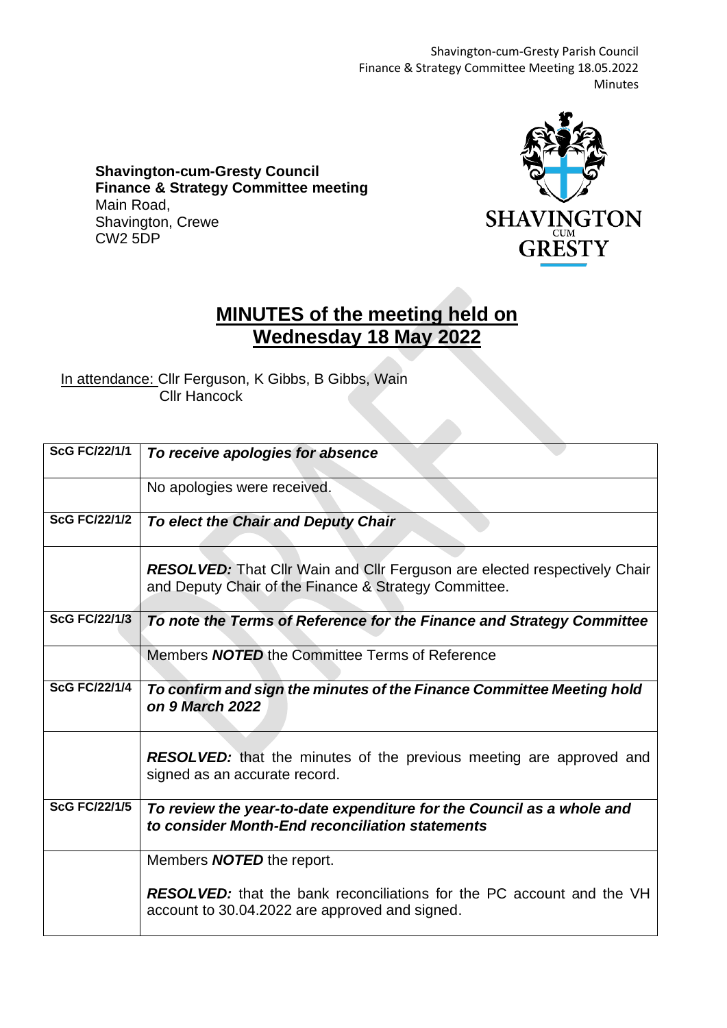**Shavington-cum-Gresty Council**
**Finance & Strategy Committee meeting**
Main Road,
Shavington, Crewe
CW2 5DP

# MINUTES of the meeting held on Wednesday 18 May 2022

In attendance: Cllr Ferguson, K Gibbs, B Gibbs, Wain
Cllr Hancock

| | |
|---|---|
| **ScG FC/22/1/1** | ***To receive apologies for absence*** |
| | No apologies were received. |
| **ScG FC/22/1/2** | ***To elect the Chair and Deputy Chair*** |
| | ***RESOLVED:*** That Cllr Wain and Cllr Ferguson are elected respectively Chair and Deputy Chair of the Finance & Strategy Committee. |
| **ScG FC/22/1/3** | ***To note the Terms of Reference for the Finance and Strategy Committee*** |
| | Members ***NOTED*** the Committee Terms of Reference |
| **ScG FC/22/1/4** | ***To confirm and sign the minutes of the Finance Committee Meeting hold on 9 March 2022*** |
| | ***RESOLVED:*** that the minutes of the previous meeting are approved and signed as an accurate record. |
| **ScG FC/22/1/5** | ***To review the year-to-date expenditure for the Council as a whole and to consider Month-End reconciliation statements*** |
| | Members ***NOTED*** the report.<br><br>***RESOLVED:*** that the bank reconciliations for the PC account and the VH account to 30.04.2022 are approved and signed. |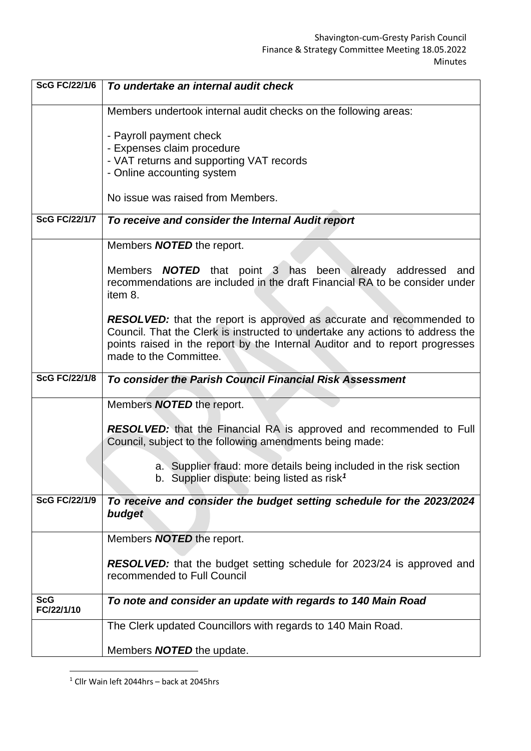| | |
|---|---|
| **ScG FC/22/1/6** | ***To undertake an internal audit check*** |
| | Members undertook internal audit checks on the following areas:<br><br>- Payroll payment check<br>- Expenses claim procedure<br>- VAT returns and supporting VAT records<br>- Online accounting system<br><br>No issue was raised from Members. |
| **ScG FC/22/1/7** | ***To receive and consider the Internal Audit report*** |
| | Members ***NOTED*** the report.<br><br>Members ***NOTED*** that point 3 has been already addressed and recommendations are included in the draft Financial RA to be consider under item 8.<br><br>***RESOLVED:*** that the report is approved as accurate and recommended to Council. That the Clerk is instructed to undertake any actions to address the points raised in the report by the Internal Auditor and to report progresses made to the Committee. |
| **ScG FC/22/1/8** | ***To consider the Parish Council Financial Risk Assessment*** |
| | Members ***NOTED*** the report.<br><br>***RESOLVED:*** that the Financial RA is approved and recommended to Full Council, subject to the following amendments being made:<br><br>a. Supplier fraud: more details being included in the risk section<br>b. Supplier dispute: being listed as risk[1] |
| **ScG FC/22/1/9** | ***To receive and consider the budget setting schedule for the 2023/2024 budget*** |
| | Members ***NOTED*** the report.<br><br>***RESOLVED:*** that the budget setting schedule for 2023/24 is approved and recommended to Full Council |
| **ScG FC/22/1/10** | ***To note and consider an update with regards to 140 Main Road*** |
| | The Clerk updated Councillors with regards to 140 Main Road.<br><br>Members ***NOTED*** the update. |

[1] Cllr Wain left 2044hrs – back at 2045hrs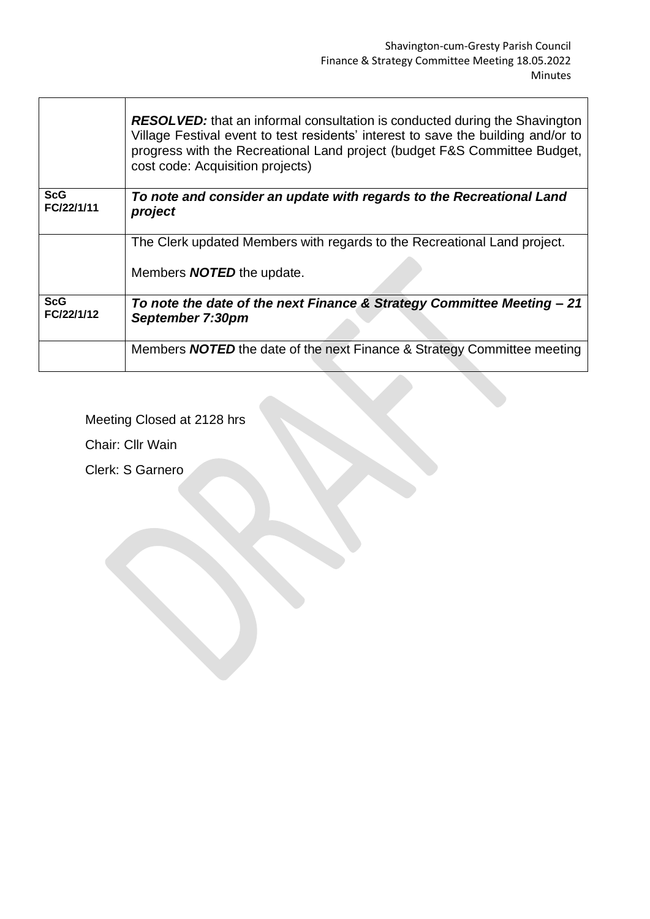| | |
|---|---|
| | ***RESOLVED:*** that an informal consultation is conducted during the Shavington Village Festival event to test residents' interest to save the building and/or to progress with the Recreational Land project (budget F&S Committee Budget, cost code: Acquisition projects) |
| **ScG FC/22/1/11** | ***To note and consider an update with regards to the Recreational Land project*** |
| | The Clerk updated Members with regards to the Recreational Land project. Members ***NOTED*** the update. |
| **ScG FC/22/1/12** | ***To note the date of the next Finance & Strategy Committee Meeting – 21 September 7:30pm*** |
| | Members ***NOTED*** the date of the next Finance & Strategy Committee meeting |

Meeting Closed at 2128 hrs

Chair: Cllr Wain

Clerk: S Garnero

DRAFT